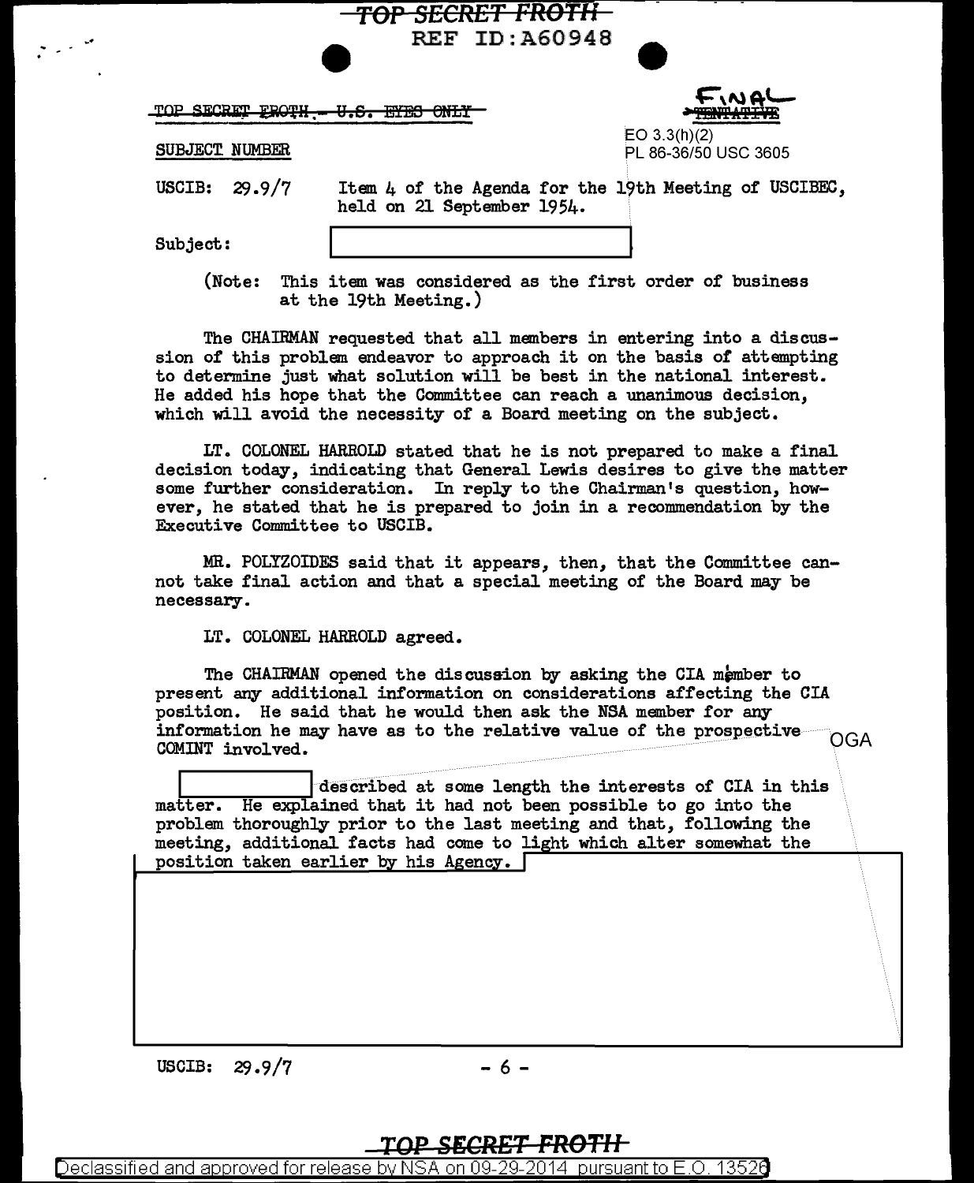TOP SECRET FROTH - U.S. EYES ONLY

FINAL

EO 3.3(h)(2)
PL 86-36/50 USC 3605

SUBJECT NUMBER

USCIB: 29.9/7 Item 4 of the Agenda for the 19th Meeting of USCIBEC, held on 21 September 1954.

Subject:

(Note: This item was considered as the first order of business at the 19th Meeting.)

The CHAIRMAN requested that all members in entering into a discussion of this problem endeavor to approach it on the basis of attempting to determine just what solution will be best in the national interest. He added his hope that the Committee can reach a unanimous decision, which will avoid the necessity of a Board meeting on the subject.

LT. COLONEL HARROLD stated that he is not prepared to make a final decision today, indicating that General Lewis desires to give the matter some further consideration. In reply to the Chairman's question, however, he stated that he is prepared to join in a recommendation by the Executive Committee to USCIB.

MR. POLYZOIDES said that it appears, then, that the Committee cannot take final action and that a special meeting of the Board may be necessary.

LT. COLONEL HARROLD agreed.

The CHAIRMAN opened the discussion by asking the CIA member to present any additional information on considerations affecting the CIA position. He said that he would then ask the NSA member for any information he may have as to the relative value of the prospective COMINT involved.

OGA

[REDACTED] described at some length the interests of CIA in this matter. He explained that it had not been possible to go into the problem thoroughly prior to the last meeting and that, following the meeting, additional facts had come to light which alter somewhat the position taken earlier by his Agency. [REDACTED]

USCIB: 29.9/7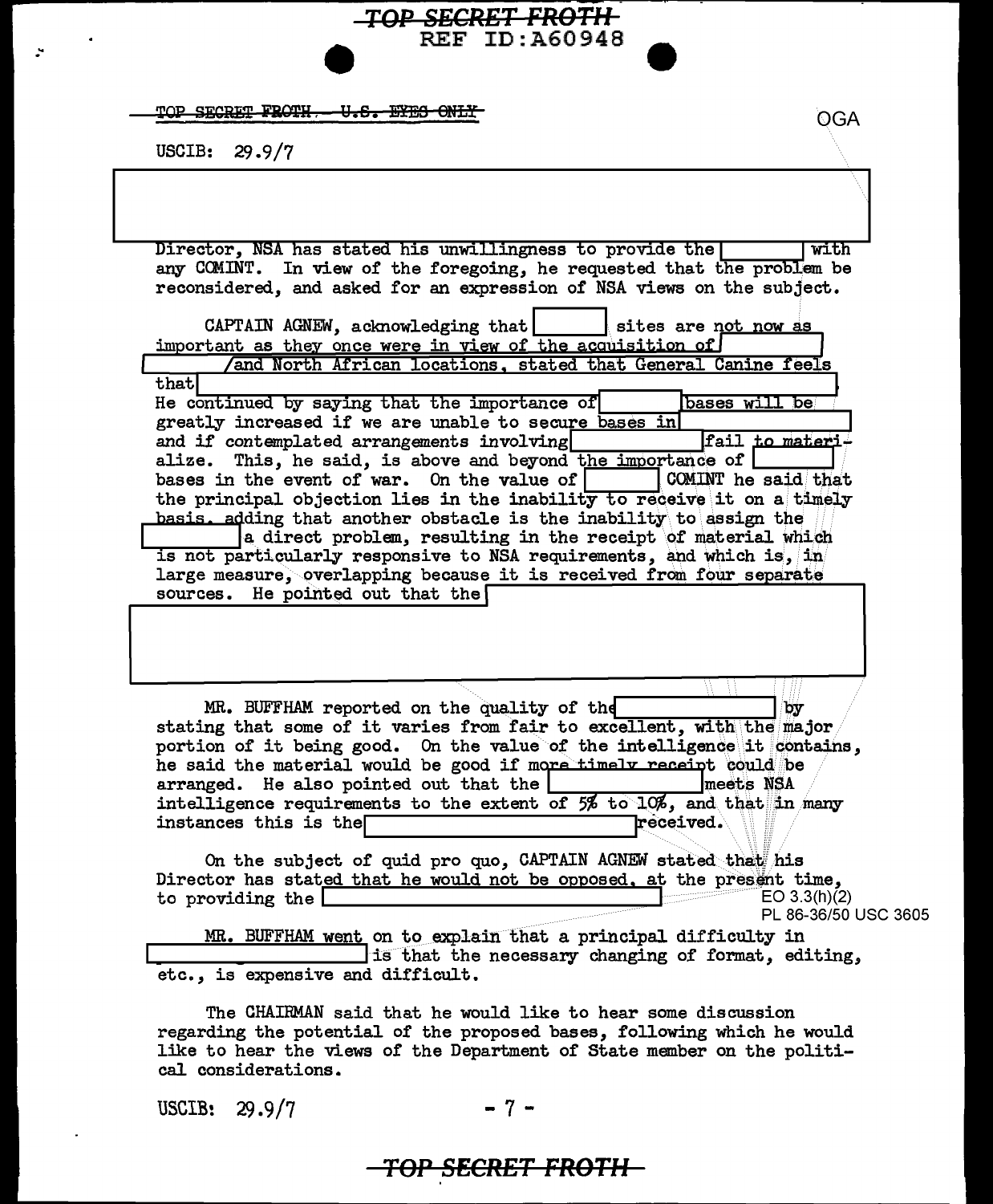TOP SECRET FROTH - U.S. EYES ONLY

OGA

USCIB: 29.9/7

[REDACTED]

Director, NSA has stated his unwillingness to provide the [REDACTED] with any COMINT. In view of the foregoing, he requested that the problem be reconsidered, and asked for an expression of NSA views on the subject.

CAPTAIN AGNEW, acknowledging that [REDACTED] sites are not now as important as they once were in view of the acquisition of [REDACTED] /and North African locations, stated that General Canine feels that [REDACTED]
He continued by saying that the importance of [REDACTED] bases will be greatly increased if we are unable to secure bases in [REDACTED] and if contemplated arrangements involving [REDACTED] fail to materialize. This, he said, is above and beyond the importance of [REDACTED] bases in the event of war. On the value of [REDACTED] COMINT he said that the principal objection lies in the inability to receive it on a timely basis, adding that another obstacle is the inability to assign the [REDACTED] a direct problem, resulting in the receipt of material which is not particularly responsive to NSA requirements, and which is, in large measure, overlapping because it is received from four separate sources. He pointed out that the [REDACTED]

MR. BUFFHAM reported on the quality of the [REDACTED] by stating that some of it varies from fair to excellent, with the major portion of it being good. On the value of the intelligence it contains, he said the material would be good if more timely receipt could be arranged. He also pointed out that the [REDACTED] meets NSA intelligence requirements to the extent of 5% to 10%, and that in many instances this is the [REDACTED] received.

On the subject of quid pro quo, CAPTAIN AGNEW stated that his Director has stated that he would not be opposed, at the present time, to providing the [REDACTED]

EO 3.3(h)(2)
PL 86-36/50 USC 3605

MR. BUFFHAM went on to explain that a principal difficulty in [REDACTED] is that the necessary changing of format, editing, etc., is expensive and difficult.

The CHAIRMAN said that he would like to hear some discussion regarding the potential of the proposed bases, following which he would like to hear the views of the Department of State member on the political considerations.

USCIB: 29.9/7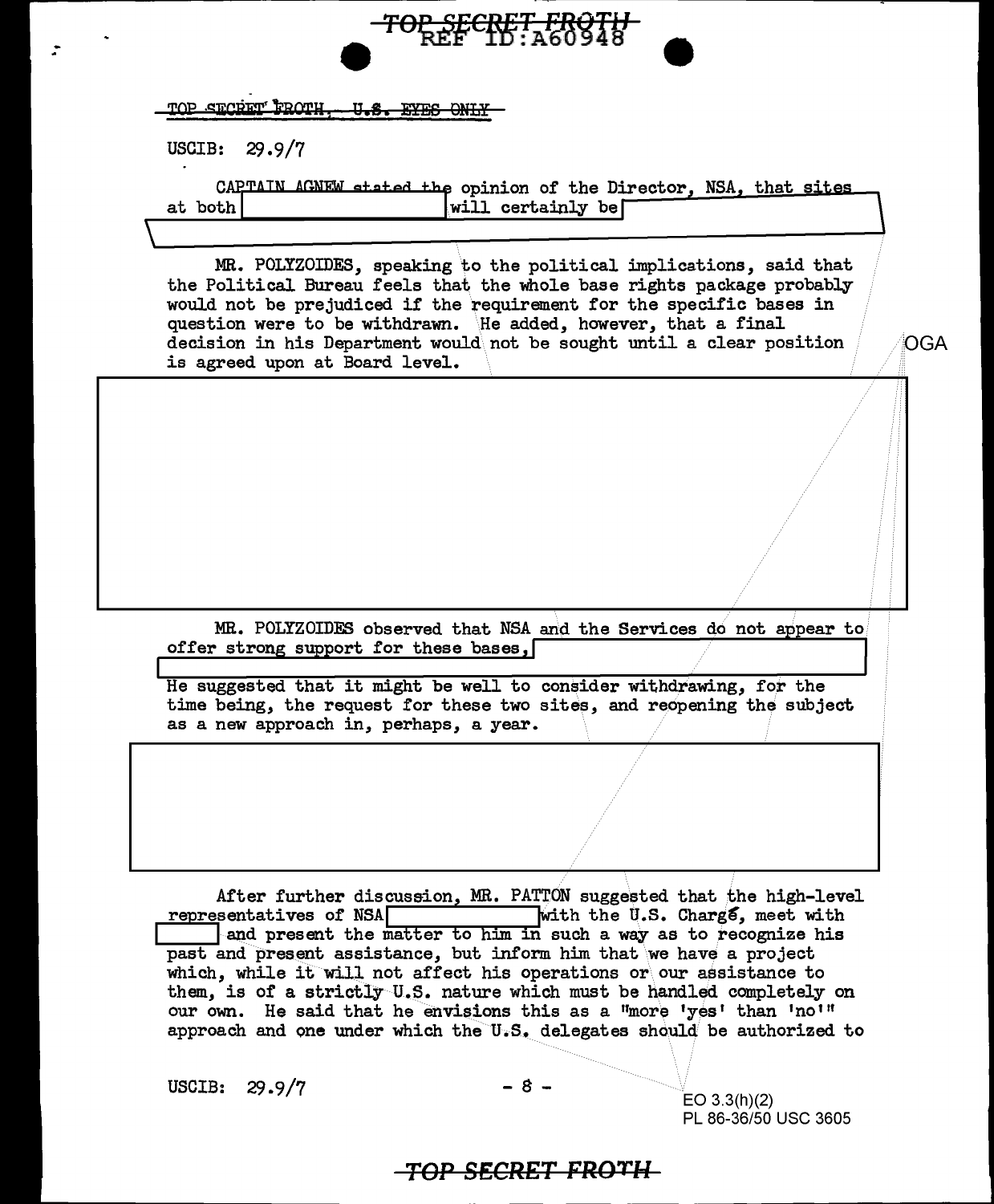~~TOP SECRET FROTH - U.S. EYES ONLY~~

USCIB: 29.9/7

CAPTAIN AGNEW stated the opinion of the Director, NSA, that sites at both [redacted] will certainly be [redacted]

MR. POLYZOIDES, speaking to the political implications, said that the Political Bureau feels that the whole base rights package probably would not be prejudiced if the requirement for the specific bases in question were to be withdrawn. He added, however, that a final decision in his Department would not be sought until a clear position is agreed upon at Board level.

[redacted]

MR. POLYZOIDES observed that NSA and the Services do not appear to offer strong support for these bases, [redacted]

He suggested that it might be well to consider withdrawing, for the time being, the request for these two sites, and reopening the subject as a new approach in, perhaps, a year.

[redacted]

After further discussion, MR. PATTON suggested that the high-level representatives of NSA [redacted] with the U.S. Chargé, meet with [redacted] and present the matter to him in such a way as to recognize his past and present assistance, but inform him that we have a project which, while it will not affect his operations or our assistance to them, is of a strictly U.S. nature which must be handled completely on our own. He said that he envisions this as a "more 'yes' than 'no'" approach and one under which the U.S. delegates should be authorized to

USCIB: 29.9/7

OGA

EO 3.3(h)(2)
PL 86-36/50 USC 3605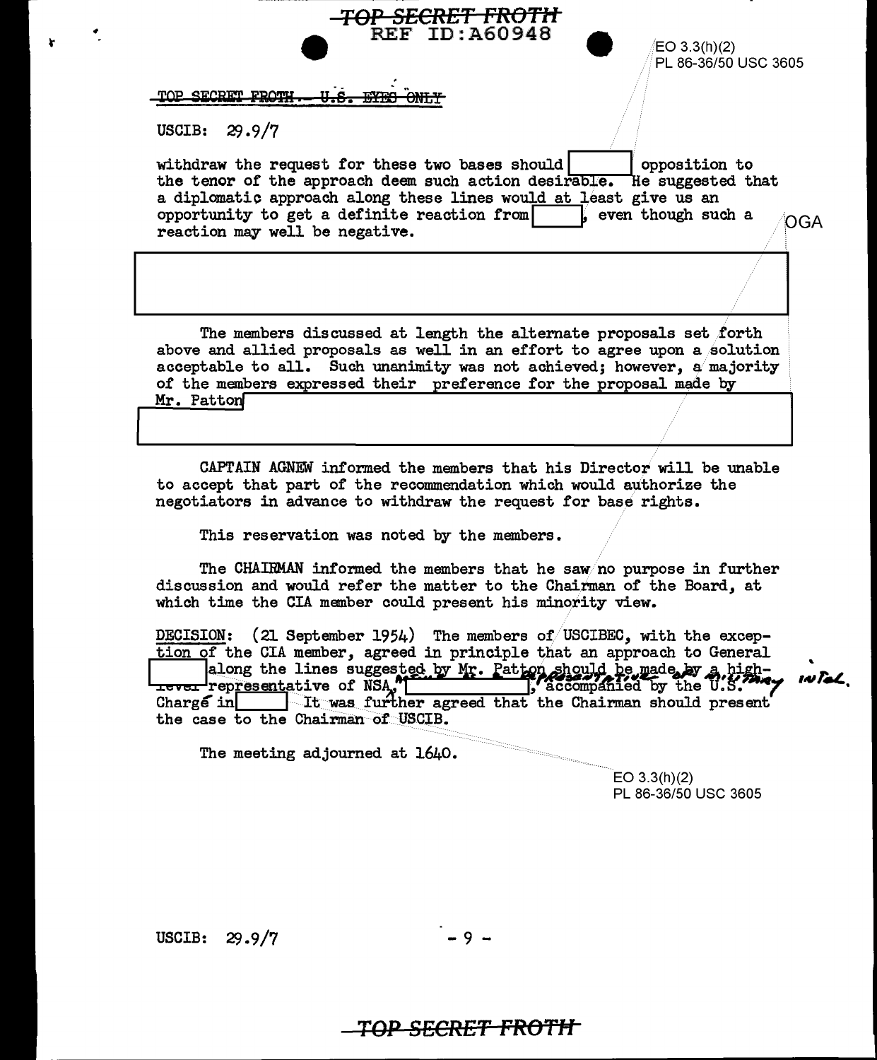TOP SECRET FROTH

REF ID:A60948

EO 3.3(h)(2)
PL 86-36/50 USC 3605

~~TOP SECRET FROTH - U.S. EYES ONLY~~

USCIB: 29.9/7

withdraw the request for these two bases should [          ] opposition to the tenor of the approach deem such action desirable. He suggested that a diplomatic approach along these lines would at least give us an opportunity to get a definite reaction from [          ], even though such a reaction may well be negative.

OGA

[                                                                                                    ]

The members discussed at length the alternate proposals set forth above and allied proposals as well in an effort to agree upon a solution acceptable to all. Such unanimity was not achieved; however, a majority of the members expressed their preference for the proposal made by Mr. Patton [                                                                                                    ]

CAPTAIN AGNEW informed the members that his Director will be unable to accept that part of the recommendation which would authorize the negotiators in advance to withdraw the request for base rights.

This reservation was noted by the members.

The CHAIRMAN informed the members that he saw no purpose in further discussion and would refer the matter to the Chairman of the Board, at which time the CIA member could present his minority view.

DECISION: (21 September 1954) The members of USCIBEC, with the exception of the CIA member, agreed in principle that an approach to General [          ] along the lines suggested by Mr. Patton should be made by a ~~high-level~~ representative of NSA, ^and a representative of military intel. [                    ], accompanied by the U.S. Chargé in [          ]. It was further agreed that the Chairman should present the case to the Chairman of USCIB.

The meeting adjourned at 1640.

EO 3.3(h)(2)
PL 86-36/50 USC 3605

USCIB: 29.9/7

TOP SECRET FROTH